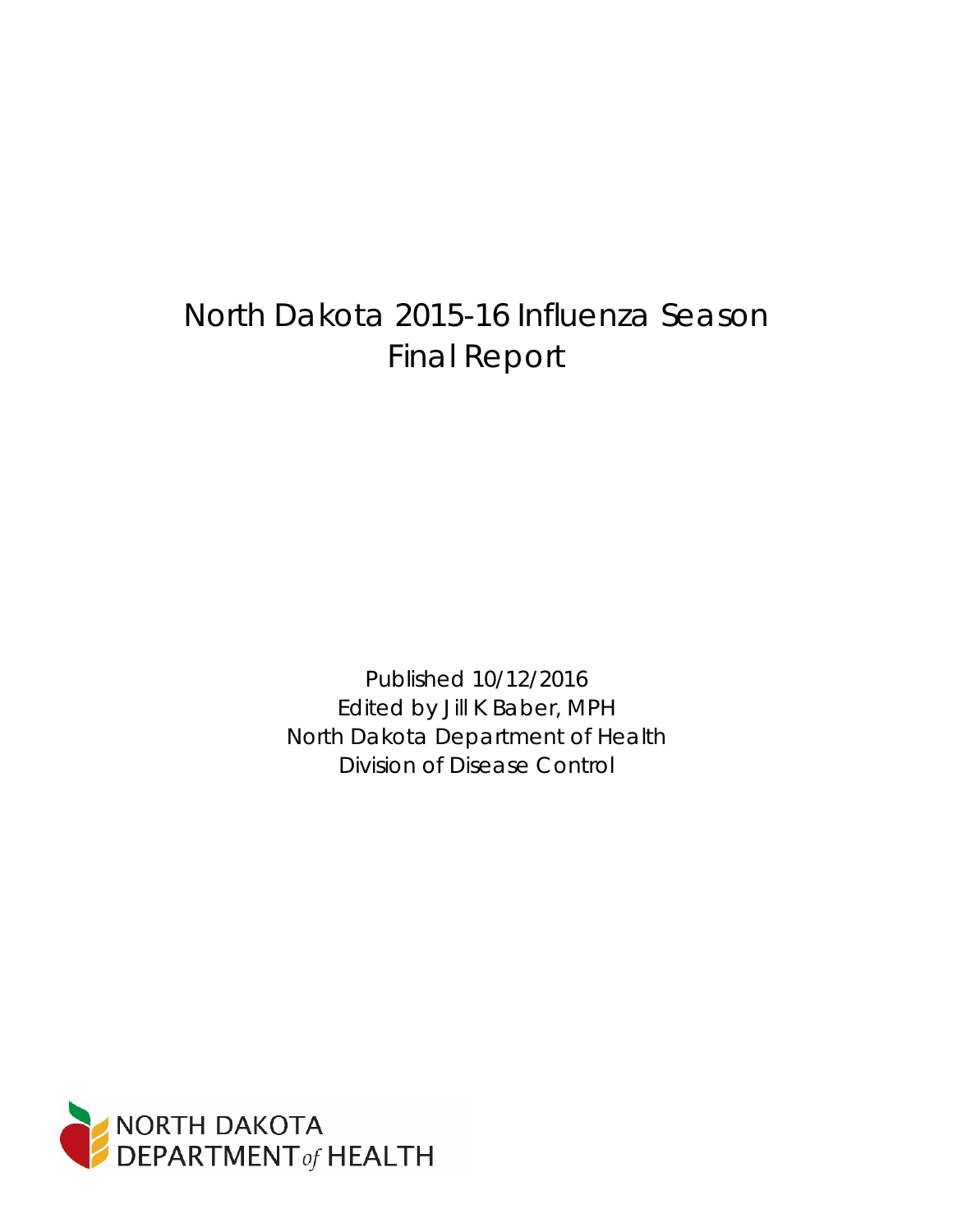# North Dakota 2015-16 Influenza Season Final Report

Published 10/12/2016

Edited by Jill K Baber, MPH

North Dakota Department of Health

Division of Disease Control

NORTH DAKOTA DEPARTMENT *of* HEALTH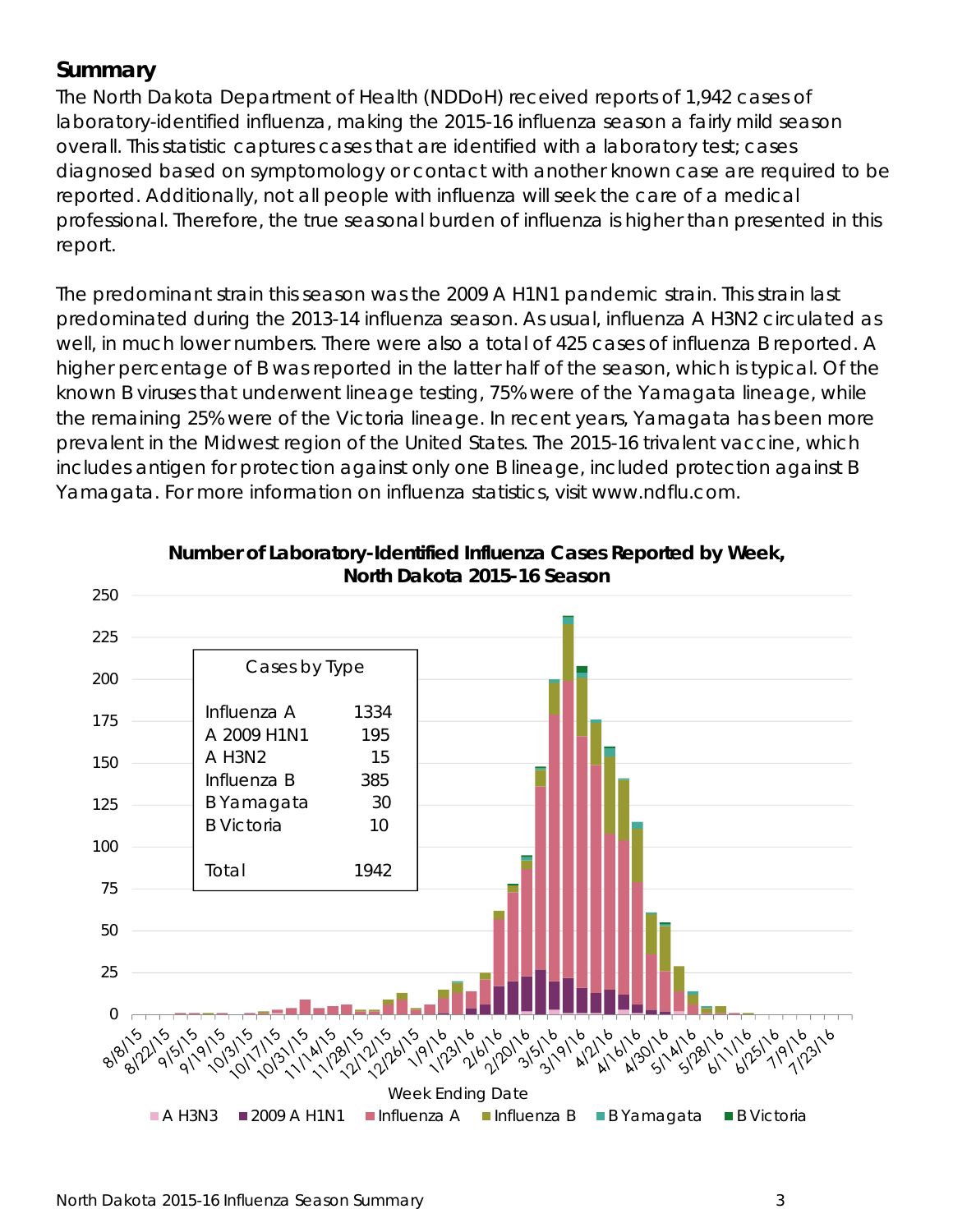## Summary

The North Dakota Department of Health (NDDoH) received reports of 1,942 cases of laboratory-identified influenza, making the 2015-16 influenza season a fairly mild season overall. This statistic captures cases that are identified with a laboratory test; cases diagnosed based on symptomology or contact with another known case are required to be reported. Additionally, not all people with influenza will seek the care of a medical professional. Therefore, the true seasonal burden of influenza is higher than presented in this report.

The predominant strain this season was the 2009 A H1N1 pandemic strain. This strain last predominated during the 2013-14 influenza season. As usual, influenza A H3N2 circulated as well, in much lower numbers. There were also a total of 425 cases of influenza B reported. A higher percentage of B was reported in the latter half of the season, which is typical. Of the known B viruses that underwent lineage testing, 75% were of the Yamagata lineage, while the remaining 25% were of the Victoria lineage. In recent years, Yamagata has been more prevalent in the Midwest region of the United States. The 2015-16 trivalent vaccine, which includes antigen for protection against only one B lineage, included protection against B Yamagata. For more information on influenza statistics, visit www.ndflu.com.

**Number of Laboratory-Identified Influenza Cases Reported by Week, North Dakota 2015-16 Season**

| Cases by Type | |
|---|---|
| Influenza A | 1334 |
| A 2009 H1N1 | 195 |
| A H3N2 | 15 |
| Influenza B | 385 |
| B Yamagata | 30 |
| B Victoria | 10 |
| Total | 1942 |

Week Ending Date

A H3N3 | 2009 A H1N1 | Influenza A | Influenza B | B Yamagata | B Victoria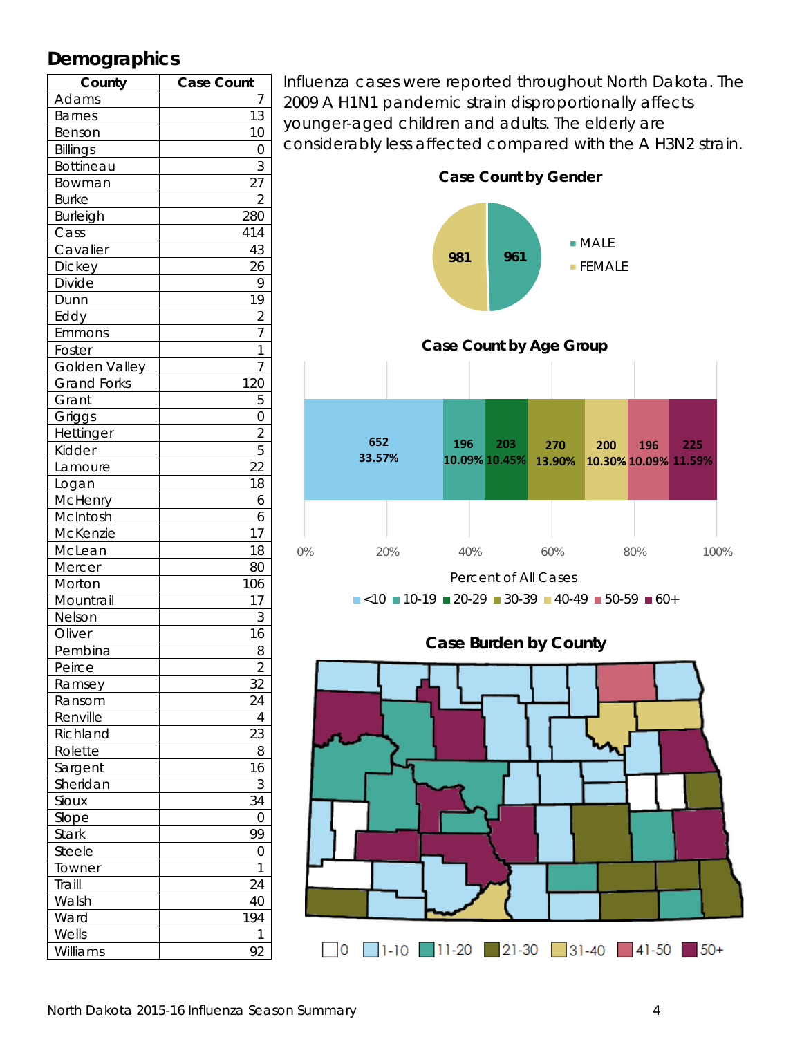## Demographics

| County | Case Count |
|---|---|
| Adams | 7 |
| Barnes | 13 |
| Benson | 10 |
| Billings | 0 |
| Bottineau | 3 |
| Bowman | 27 |
| Burke | 2 |
| Burleigh | 280 |
| Cass | 414 |
| Cavalier | 43 |
| Dickey | 26 |
| Divide | 9 |
| Dunn | 19 |
| Eddy | 2 |
| Emmons | 7 |
| Foster | 1 |
| Golden Valley | 7 |
| Grand Forks | 120 |
| Grant | 5 |
| Griggs | 0 |
| Hettinger | 2 |
| Kidder | 5 |
| Lamoure | 22 |
| Logan | 18 |
| McHenry | 6 |
| McIntosh | 6 |
| McKenzie | 17 |
| McLean | 18 |
| Mercer | 80 |
| Morton | 106 |
| Mountrail | 17 |
| Nelson | 3 |
| Oliver | 16 |
| Pembina | 8 |
| Peirce | 2 |
| Ramsey | 32 |
| Ransom | 24 |
| Renville | 4 |
| Richland | 23 |
| Rolette | 8 |
| Sargent | 16 |
| Sheridan | 3 |
| Sioux | 34 |
| Slope | 0 |
| Stark | 99 |
| Steele | 0 |
| Towner | 1 |
| Traill | 24 |
| Walsh | 40 |
| Ward | 194 |
| Wells | 1 |
| Williams | 92 |

Influenza cases were reported throughout North Dakota. The 2009 A H1N1 pandemic strain disproportionally affects younger-aged children and adults. The elderly are considerably less affected compared with the A H3N2 strain.

**Case Count by Gender**

| Gender | Case Count |
|---|---|
| MALE | 961 |
| FEMALE | 981 |

**Case Count by Age Group**

| Age Group | Count | Percent of All Cases |
|---|---|---|
| <10 | 652 | 33.57% |
| 10-19 | 196 | 10.09% |
| 20-29 | 203 | 10.45% |
| 30-39 | 270 | 13.90% |
| 40-49 | 200 | 10.30% |
| 50-59 | 196 | 10.09% |
| 60+ | 225 | 11.59% |

**Case Burden by County**

Legend: 0, 1-10, 11-20, 21-30, 31-40, 41-50, 50+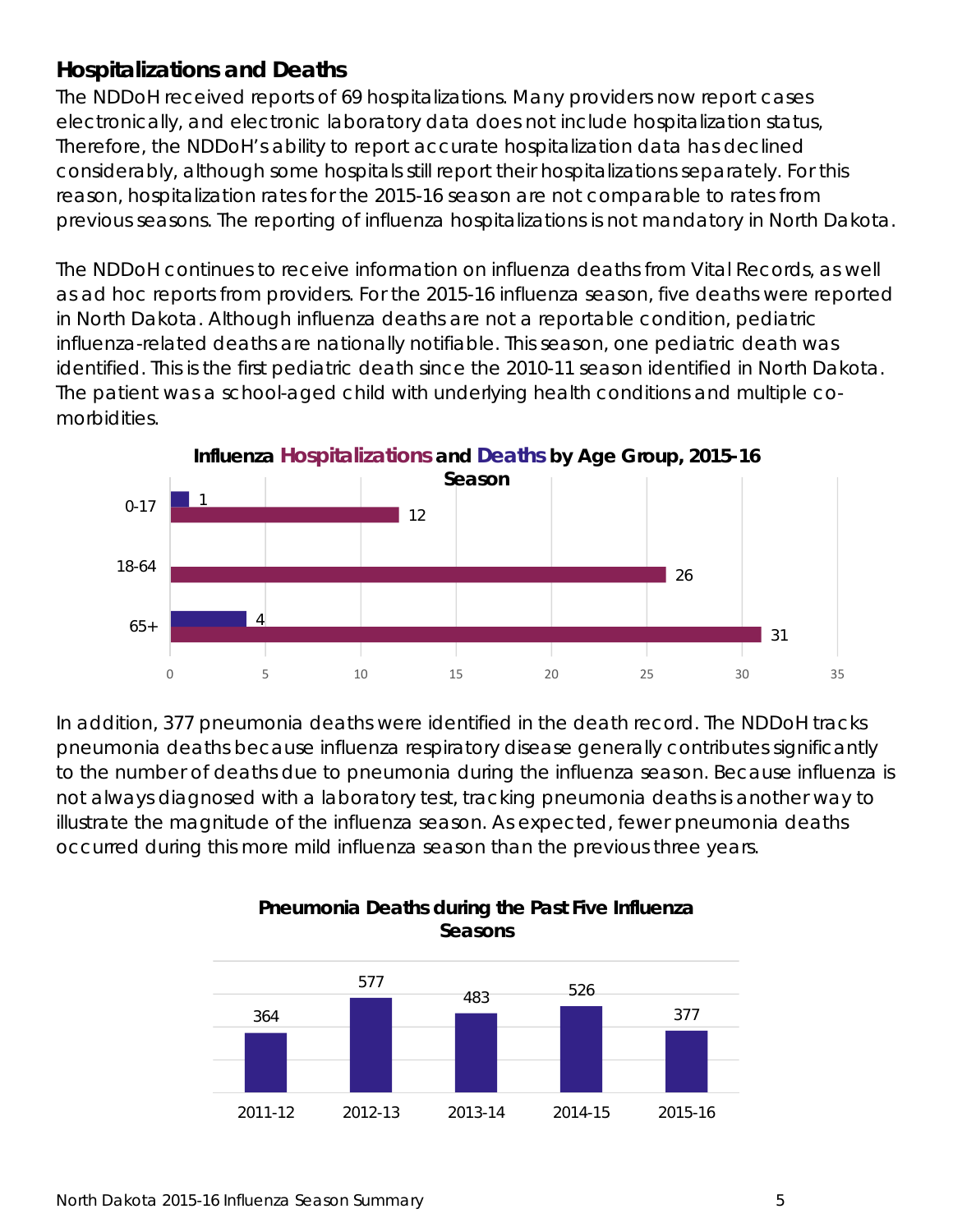## Hospitalizations and Deaths

The NDDoH received reports of 69 hospitalizations. Many providers now report cases electronically, and electronic laboratory data does not include hospitalization status, Therefore, the NDDoH's ability to report accurate hospitalization data has declined considerably, although some hospitals still report their hospitalizations separately. For this reason, hospitalization rates for the 2015-16 season are not comparable to rates from previous seasons. The reporting of influenza hospitalizations is not mandatory in North Dakota.

The NDDoH continues to receive information on influenza deaths from Vital Records, as well as ad hoc reports from providers. For the 2015-16 influenza season, five deaths were reported in North Dakota. Although influenza deaths are not a reportable condition, pediatric influenza-related deaths are nationally notifiable. This season, one pediatric death was identified. This is the first pediatric death since the 2010-11 season identified in North Dakota. The patient was a school-aged child with underlying health conditions and multiple co-morbidities.

**Influenza Hospitalizations and Deaths by Age Group, 2015-16 Season**

| Age Group | Hospitalizations | Deaths |
|---|---|---|
| 0-17 | 12 | 1 |
| 18-64 | 26 | |
| 65+ | 31 | 4 |

In addition, 377 pneumonia deaths were identified in the death record. The NDDoH tracks pneumonia deaths because influenza respiratory disease generally contributes significantly to the number of deaths due to pneumonia during the influenza season. Because influenza is not always diagnosed with a laboratory test, tracking pneumonia deaths is another way to illustrate the magnitude of the influenza season. As expected, fewer pneumonia deaths occurred during this more mild influenza season than the previous three years.

**Pneumonia Deaths during the Past Five Influenza Seasons**

| Season | Pneumonia Deaths |
|---|---|
| 2011-12 | 364 |
| 2012-13 | 577 |
| 2013-14 | 483 |
| 2014-15 | 526 |
| 2015-16 | 377 |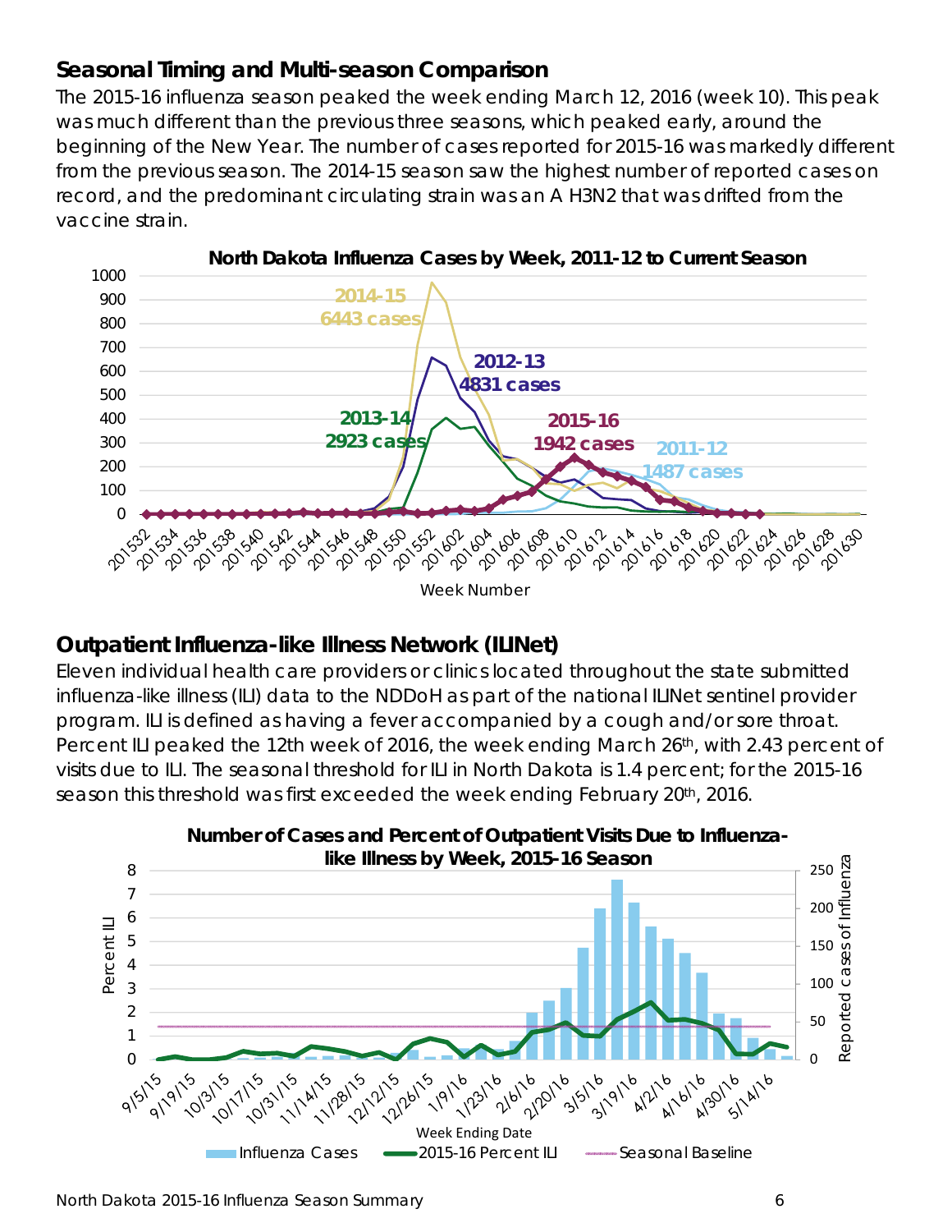## Seasonal Timing and Multi-season Comparison

The 2015-16 influenza season peaked the week ending March 12, 2016 (week 10). This peak was much different than the previous three seasons, which peaked early, around the beginning of the New Year. The number of cases reported for 2015-16 was markedly different from the previous season. The 2014-15 season saw the highest number of reported cases on record, and the predominant circulating strain was an A H3N2 that was drifted from the vaccine strain.

**North Dakota Influenza Cases by Week, 2011-12 to Current Season**

## Outpatient Influenza-like Illness Network (ILINet)

Eleven individual health care providers or clinics located throughout the state submitted influenza-like illness (ILI) data to the NDDoH as part of the national ILINet sentinel provider program. ILI is defined as having a fever accompanied by a cough and/or sore throat. Percent ILI peaked the 12th week of 2016, the week ending March 26th, with 2.43 percent of visits due to ILI. The seasonal threshold for ILI in North Dakota is 1.4 percent; for the 2015-16 season this threshold was first exceeded the week ending February 20th, 2016.

**Number of Cases and Percent of Outpatient Visits Due to Influenza-like Illness by Week, 2015-16 Season**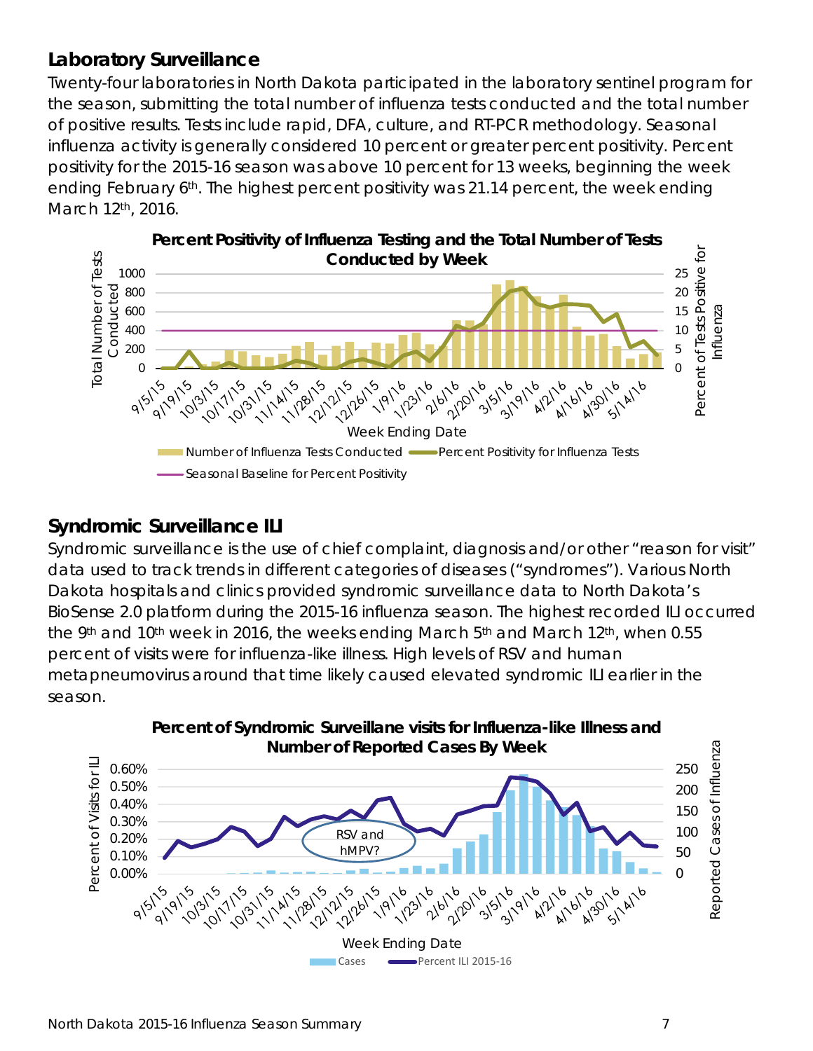## Laboratory Surveillance

Twenty-four laboratories in North Dakota participated in the laboratory sentinel program for the season, submitting the total number of influenza tests conducted and the total number of positive results. Tests include rapid, DFA, culture, and RT-PCR methodology. Seasonal influenza activity is generally considered 10 percent or greater percent positivity. Percent positivity for the 2015-16 season was above 10 percent for 13 weeks, beginning the week ending February 6th. The highest percent positivity was 21.14 percent, the week ending March 12th, 2016.

**Percent Positivity of Influenza Testing and the Total Number of Tests Conducted by Week**

## Syndromic Surveillance ILI

Syndromic surveillance is the use of chief complaint, diagnosis and/or other "reason for visit" data used to track trends in different categories of diseases ("syndromes"). Various North Dakota hospitals and clinics provided syndromic surveillance data to North Dakota's BioSense 2.0 platform during the 2015-16 influenza season. The highest recorded ILI occurred the 9th and 10th week in 2016, the weeks ending March 5th and March 12th, when 0.55 percent of visits were for influenza-like illness. High levels of RSV and human metapneumovirus around that time likely caused elevated syndromic ILI earlier in the season.

**Percent of Syndromic Surveillane visits for Influenza-like Illness and Number of Reported Cases By Week**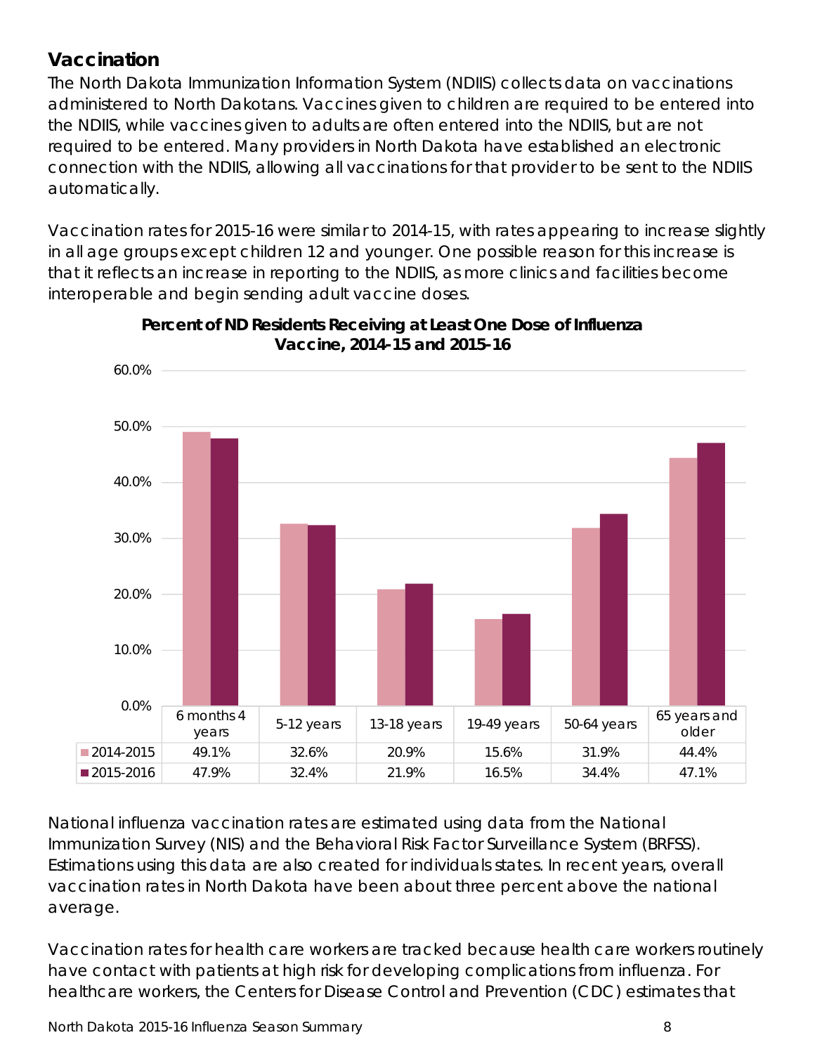## Vaccination

The North Dakota Immunization Information System (NDIIS) collects data on vaccinations administered to North Dakotans. Vaccines given to children are required to be entered into the NDIIS, while vaccines given to adults are often entered into the NDIIS, but are not required to be entered. Many providers in North Dakota have established an electronic connection with the NDIIS, allowing all vaccinations for that provider to be sent to the NDIIS automatically.

Vaccination rates for 2015-16 were similar to 2014-15, with rates appearing to increase slightly in all age groups except children 12 and younger. One possible reason for this increase is that it reflects an increase in reporting to the NDIIS, as more clinics and facilities become interoperable and begin sending adult vaccine doses.

**Percent of ND Residents Receiving at Least One Dose of Influenza Vaccine, 2014-15 and 2015-16**

| | 6 months 4 years | 5-12 years | 13-18 years | 19-49 years | 50-64 years | 65 years and older |
|---|---|---|---|---|---|---|
| 2014-2015 | 49.1% | 32.6% | 20.9% | 15.6% | 31.9% | 44.4% |
| 2015-2016 | 47.9% | 32.4% | 21.9% | 16.5% | 34.4% | 47.1% |

National influenza vaccination rates are estimated using data from the National Immunization Survey (NIS) and the Behavioral Risk Factor Surveillance System (BRFSS). Estimations using this data are also created for individuals states. In recent years, overall vaccination rates in North Dakota have been about three percent above the national average.

Vaccination rates for health care workers are tracked because health care workers routinely have contact with patients at high risk for developing complications from influenza. For healthcare workers, the Centers for Disease Control and Prevention (CDC) estimates that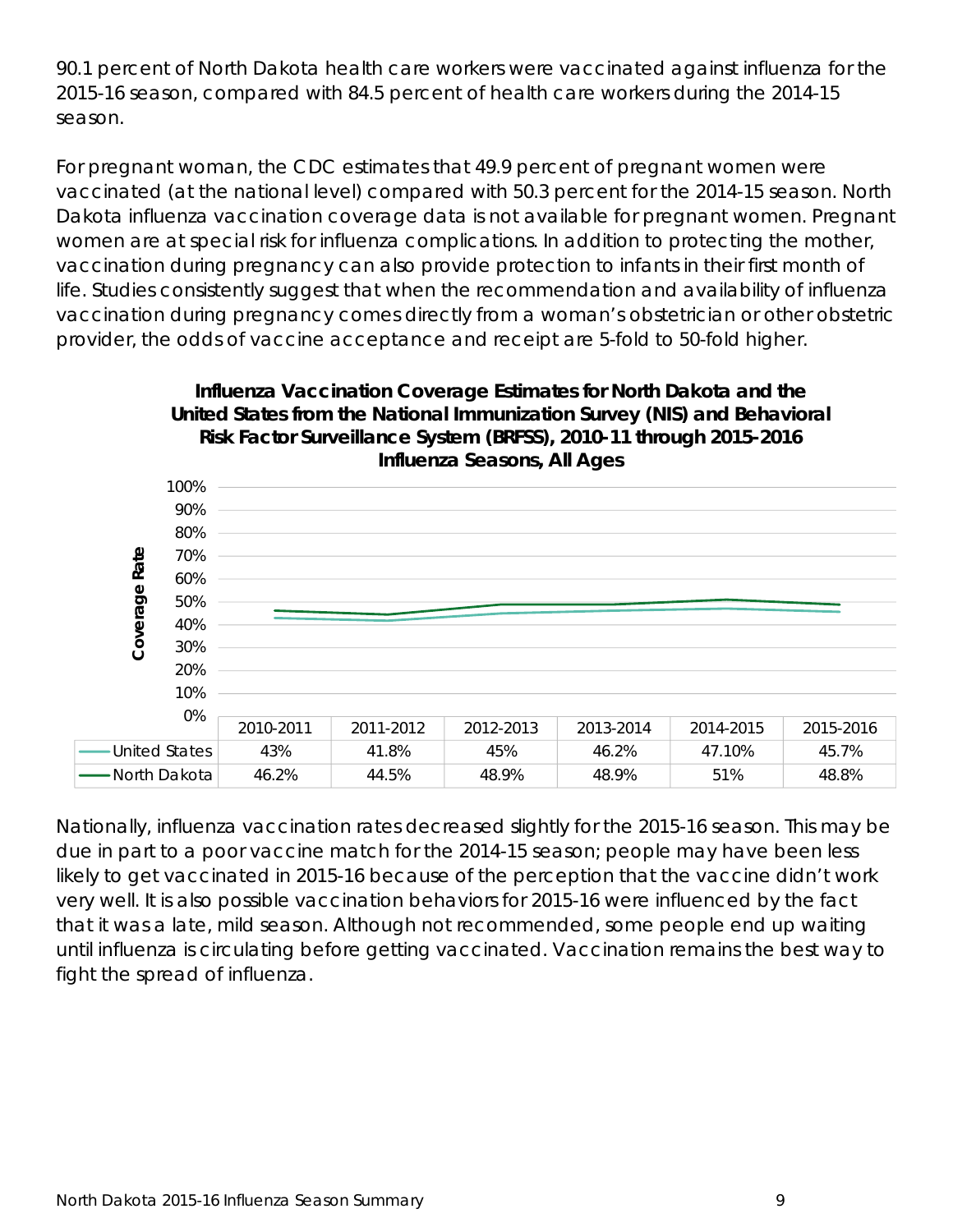90.1 percent of North Dakota health care workers were vaccinated against influenza for the 2015-16 season, compared with 84.5 percent of health care workers during the 2014-15 season.

For pregnant woman, the CDC estimates that 49.9 percent of pregnant women were vaccinated (at the national level) compared with 50.3 percent for the 2014-15 season. North Dakota influenza vaccination coverage data is not available for pregnant women. Pregnant women are at special risk for influenza complications. In addition to protecting the mother, vaccination during pregnancy can also provide protection to infants in their first month of life. Studies consistently suggest that when the recommendation and availability of influenza vaccination during pregnancy comes directly from a woman's obstetrician or other obstetric provider, the odds of vaccine acceptance and receipt are 5-fold to 50-fold higher.

**Influenza Vaccination Coverage Estimates for North Dakota and the United States from the National Immunization Survey (NIS) and Behavioral Risk Factor Surveillance System (BRFSS), 2010-11 through 2015-2016 Influenza Seasons, All Ages**

Coverage Rate

100%
90%
80%
70%
60%
50%
40%
30%
20%
10%
0%

2010-2011 2011-2012 2012-2013 2013-2014 2014-2015 2015-2016

United States 43% 41.8% 45% 46.2% 47.10% 45.7%

North Dakota 46.2% 44.5% 48.9% 48.9% 51% 48.8%

Nationally, influenza vaccination rates decreased slightly for the 2015-16 season. This may be due in part to a poor vaccine match for the 2014-15 season; people may have been less likely to get vaccinated in 2015-16 because of the perception that the vaccine didn't work very well. It is also possible vaccination behaviors for 2015-16 were influenced by the fact that it was a late, mild season. Although not recommended, some people end up waiting until influenza is circulating before getting vaccinated. Vaccination remains the best way to fight the spread of influenza.